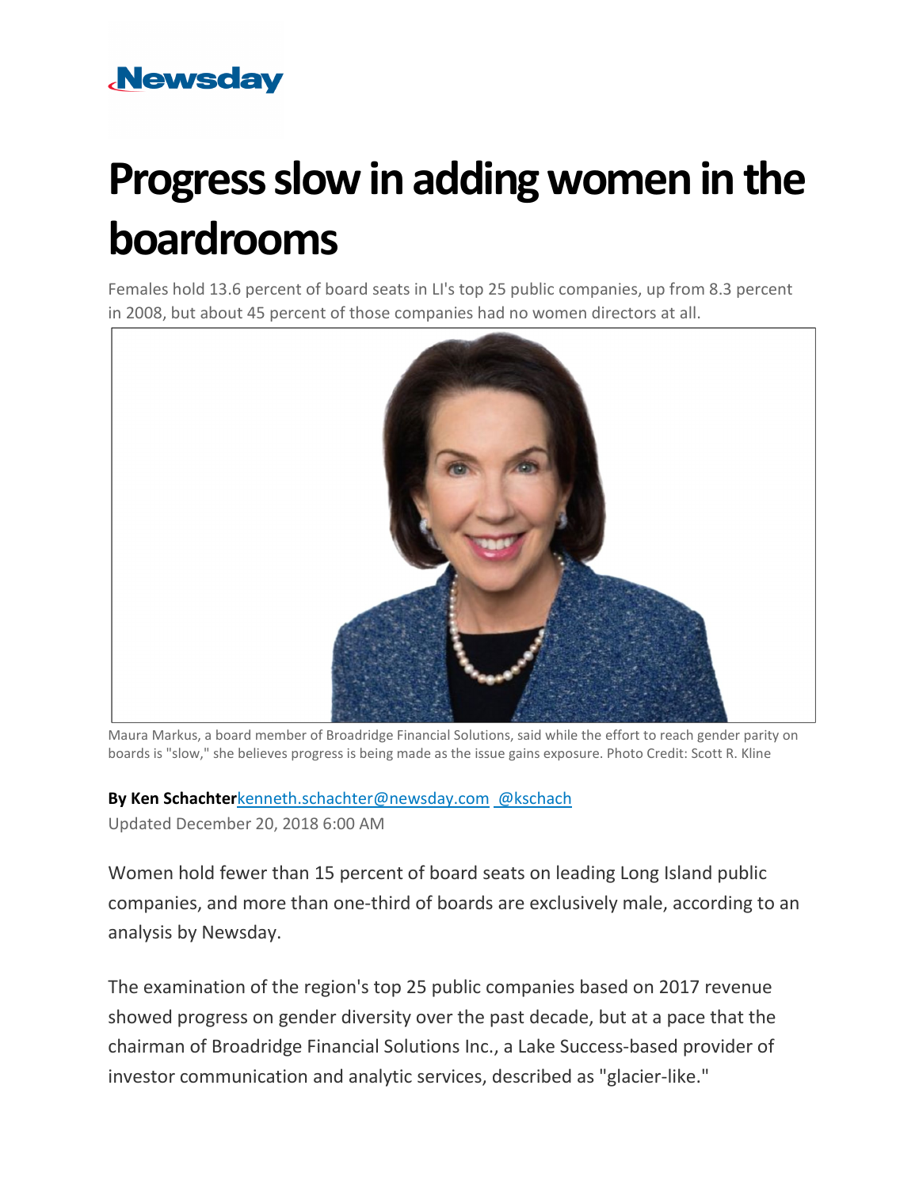Newsday

# Progress slow in adding women in the boardrooms

Females hold 13.6 percent of board seats in LI's top 25 public companies, up from 8.3 percent in 2008, but about 45 percent of those companies had no women directors at all.

Maura Markus, a board member of Broadridge Financial Solutions, said while the effort to reach gender parity on boards is "slow," she believes progress is being made as the issue gains exposure. Photo Credit: Scott R. Kline

**By Ken Schachter** kenneth.schachter@newsday.com @kschach

Updated December 20, 2018 6:00 AM

Women hold fewer than 15 percent of board seats on leading Long Island public companies, and more than one-third of boards are exclusively male, according to an analysis by Newsday.

The examination of the region's top 25 public companies based on 2017 revenue showed progress on gender diversity over the past decade, but at a pace that the chairman of Broadridge Financial Solutions Inc., a Lake Success-based provider of investor communication and analytic services, described as "glacier-like."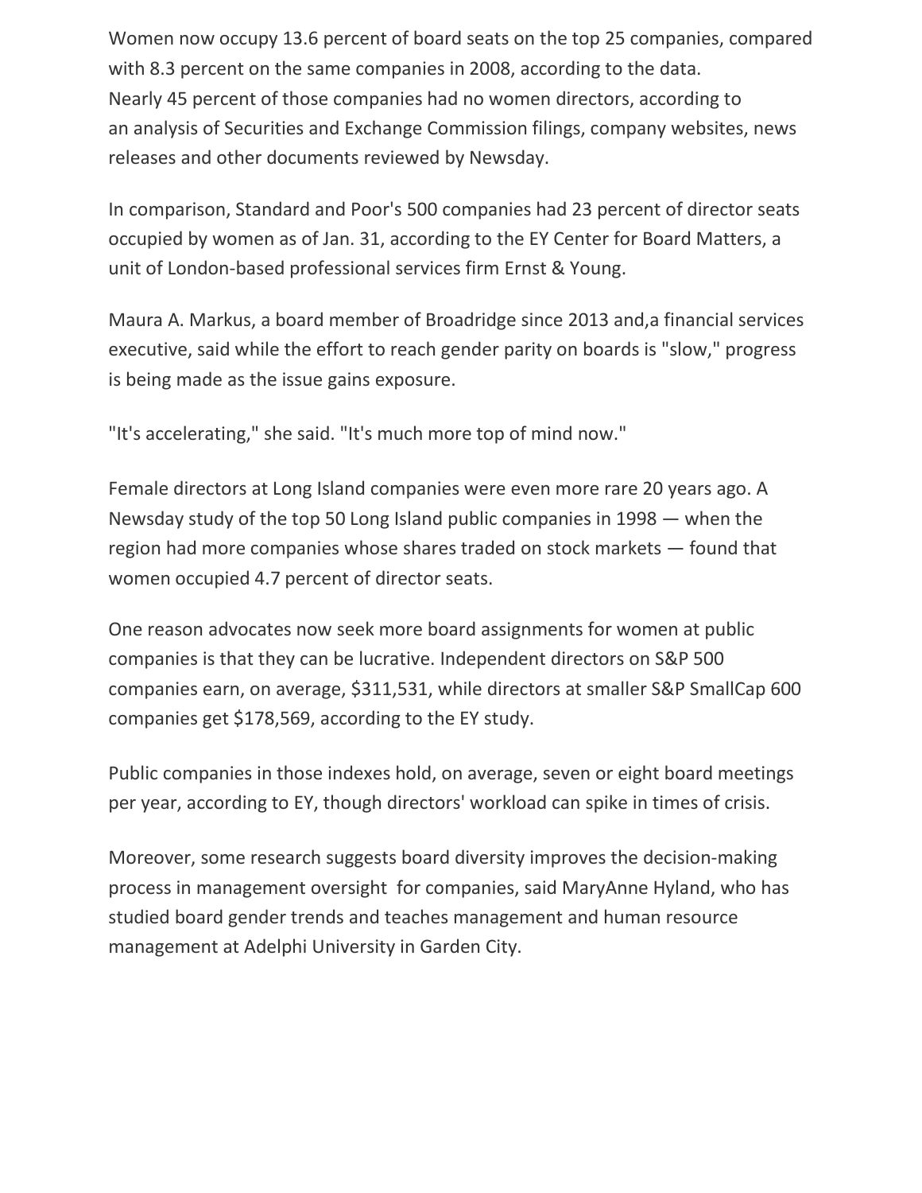Women now occupy 13.6 percent of board seats on the top 25 companies, compared with 8.3 percent on the same companies in 2008, according to the data. Nearly 45 percent of those companies had no women directors, according to an analysis of Securities and Exchange Commission filings, company websites, news releases and other documents reviewed by Newsday.

In comparison, Standard and Poor's 500 companies had 23 percent of director seats occupied by women as of Jan. 31, according to the EY Center for Board Matters, a unit of London-based professional services firm Ernst & Young.

Maura A. Markus, a board member of Broadridge since 2013 and,a financial services executive, said while the effort to reach gender parity on boards is "slow," progress is being made as the issue gains exposure.

"It's accelerating," she said. "It's much more top of mind now."

Female directors at Long Island companies were even more rare 20 years ago. A Newsday study of the top 50 Long Island public companies in 1998 — when the region had more companies whose shares traded on stock markets — found that women occupied 4.7 percent of director seats.

One reason advocates now seek more board assignments for women at public companies is that they can be lucrative. Independent directors on S&P 500 companies earn, on average, $311,531, while directors at smaller S&P SmallCap 600 companies get $178,569, according to the EY study.

Public companies in those indexes hold, on average, seven or eight board meetings per year, according to EY, though directors' workload can spike in times of crisis.

Moreover, some research suggests board diversity improves the decision-making process in management oversight for companies, said MaryAnne Hyland, who has studied board gender trends and teaches management and human resource management at Adelphi University in Garden City.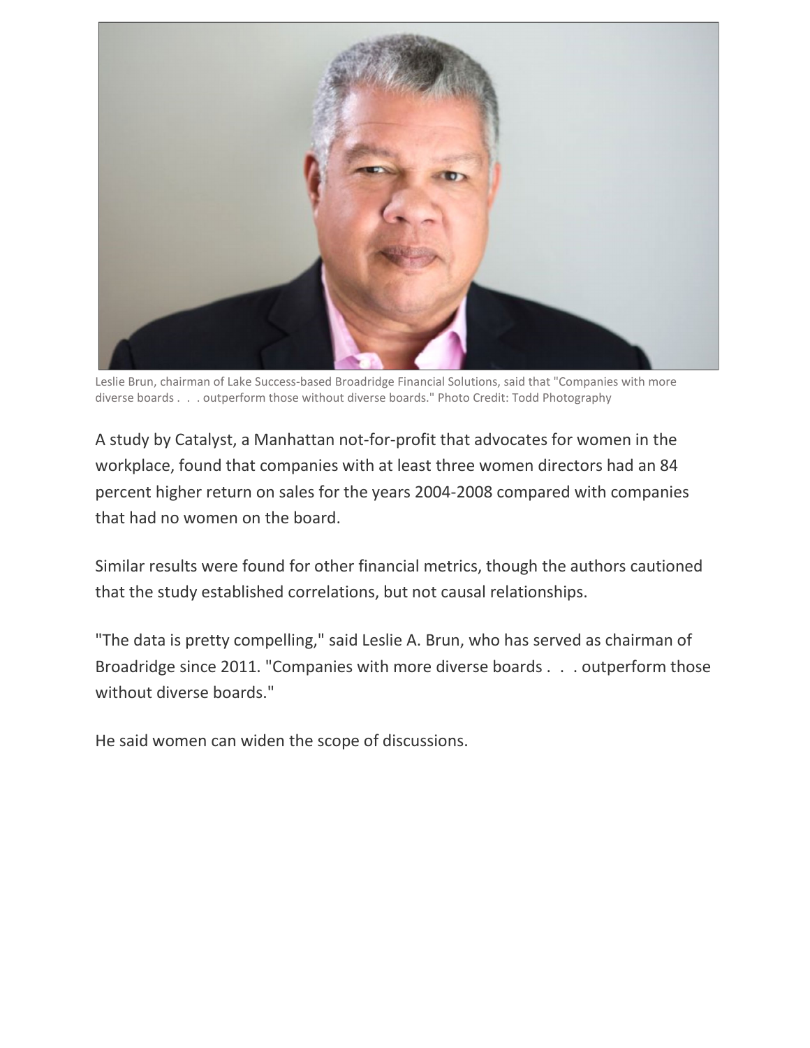Leslie Brun, chairman of Lake Success-based Broadridge Financial Solutions, said that "Companies with more diverse boards . . . outperform those without diverse boards." Photo Credit: Todd Photography

A study by Catalyst, a Manhattan not-for-profit that advocates for women in the workplace, found that companies with at least three women directors had an 84 percent higher return on sales for the years 2004-2008 compared with companies that had no women on the board.

Similar results were found for other financial metrics, though the authors cautioned that the study established correlations, but not causal relationships.

"The data is pretty compelling," said Leslie A. Brun, who has served as chairman of Broadridge since 2011. "Companies with more diverse boards . . . outperform those without diverse boards."

He said women can widen the scope of discussions.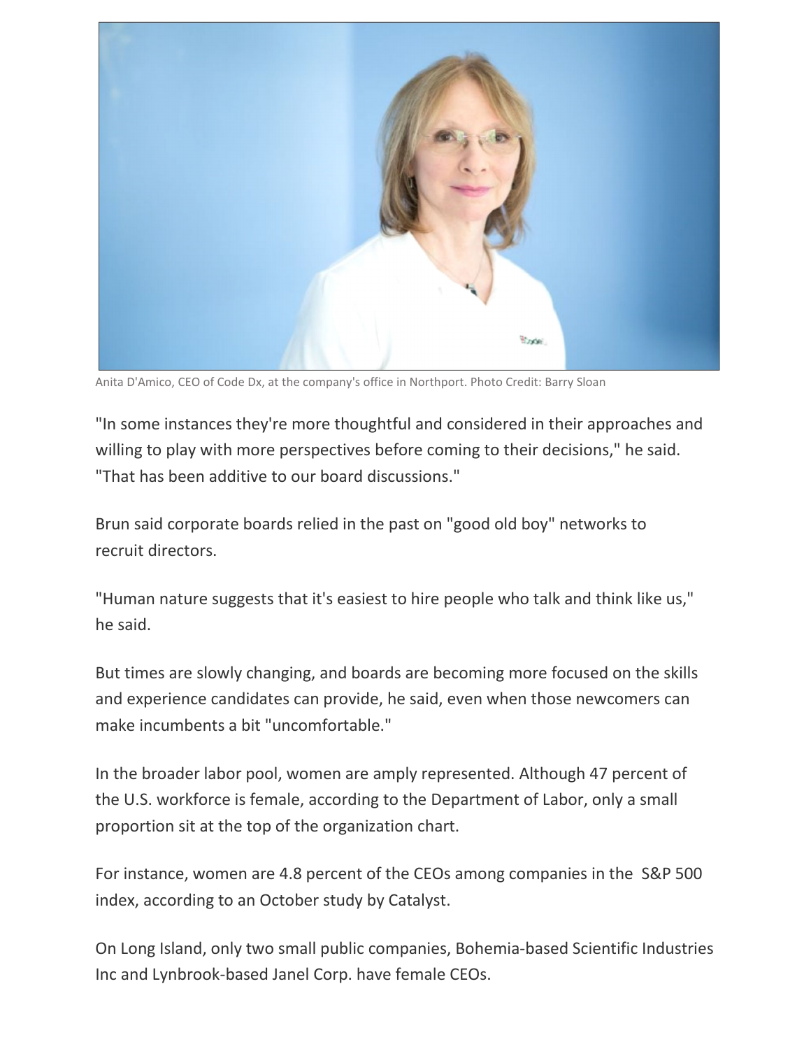Anita D'Amico, CEO of Code Dx, at the company's office in Northport. Photo Credit: Barry Sloan

"In some instances they're more thoughtful and considered in their approaches and willing to play with more perspectives before coming to their decisions," he said. "That has been additive to our board discussions."

Brun said corporate boards relied in the past on "good old boy" networks to recruit directors.

"Human nature suggests that it's easiest to hire people who talk and think like us," he said.

But times are slowly changing, and boards are becoming more focused on the skills and experience candidates can provide, he said, even when those newcomers can make incumbents a bit "uncomfortable."

In the broader labor pool, women are amply represented. Although 47 percent of the U.S. workforce is female, according to the Department of Labor, only a small proportion sit at the top of the organization chart.

For instance, women are 4.8 percent of the CEOs among companies in the S&P 500 index, according to an October study by Catalyst.

On Long Island, only two small public companies, Bohemia-based Scientific Industries Inc and Lynbrook-based Janel Corp. have female CEOs.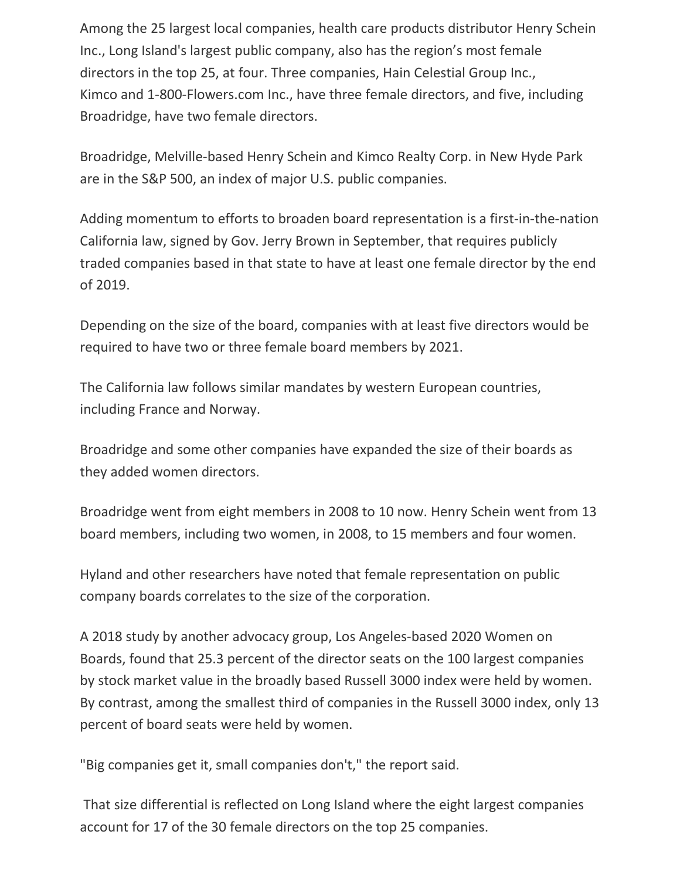Among the 25 largest local companies, health care products distributor Henry Schein Inc., Long Island's largest public company, also has the region's most female directors in the top 25, at four. Three companies, Hain Celestial Group Inc., Kimco and 1-800-Flowers.com Inc., have three female directors, and five, including Broadridge, have two female directors.

Broadridge, Melville-based Henry Schein and Kimco Realty Corp. in New Hyde Park are in the S&P 500, an index of major U.S. public companies.

Adding momentum to efforts to broaden board representation is a first-in-the-nation California law, signed by Gov. Jerry Brown in September, that requires publicly traded companies based in that state to have at least one female director by the end of 2019.

Depending on the size of the board, companies with at least five directors would be required to have two or three female board members by 2021.

The California law follows similar mandates by western European countries, including France and Norway.

Broadridge and some other companies have expanded the size of their boards as they added women directors.

Broadridge went from eight members in 2008 to 10 now. Henry Schein went from 13 board members, including two women, in 2008, to 15 members and four women.

Hyland and other researchers have noted that female representation on public company boards correlates to the size of the corporation.

A 2018 study by another advocacy group, Los Angeles-based 2020 Women on Boards, found that 25.3 percent of the director seats on the 100 largest companies by stock market value in the broadly based Russell 3000 index were held by women. By contrast, among the smallest third of companies in the Russell 3000 index, only 13 percent of board seats were held by women.

"Big companies get it, small companies don't," the report said.

That size differential is reflected on Long Island where the eight largest companies account for 17 of the 30 female directors on the top 25 companies.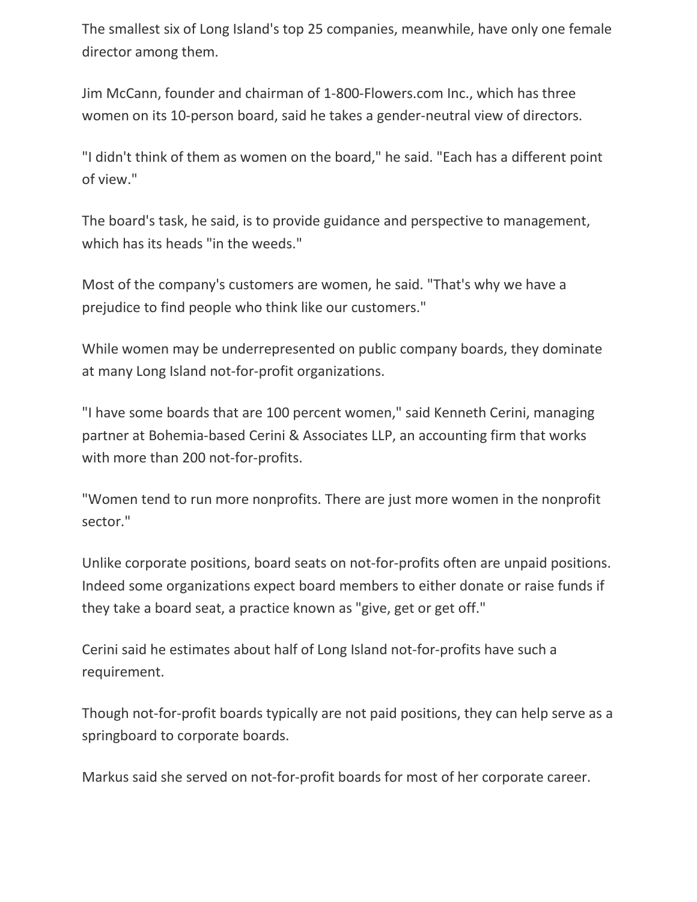The smallest six of Long Island's top 25 companies, meanwhile, have only one female director among them.

Jim McCann, founder and chairman of 1-800-Flowers.com Inc., which has three women on its 10-person board, said he takes a gender-neutral view of directors.

"I didn't think of them as women on the board," he said. "Each has a different point of view."

The board's task, he said, is to provide guidance and perspective to management, which has its heads "in the weeds."

Most of the company's customers are women, he said. "That's why we have a prejudice to find people who think like our customers."

While women may be underrepresented on public company boards, they dominate at many Long Island not-for-profit organizations.

"I have some boards that are 100 percent women," said Kenneth Cerini, managing partner at Bohemia-based Cerini & Associates LLP, an accounting firm that works with more than 200 not-for-profits.

"Women tend to run more nonprofits. There are just more women in the nonprofit sector."

Unlike corporate positions, board seats on not-for-profits often are unpaid positions. Indeed some organizations expect board members to either donate or raise funds if they take a board seat, a practice known as "give, get or get off."

Cerini said he estimates about half of Long Island not-for-profits have such a requirement.

Though not-for-profit boards typically are not paid positions, they can help serve as a springboard to corporate boards.

Markus said she served on not-for-profit boards for most of her corporate career.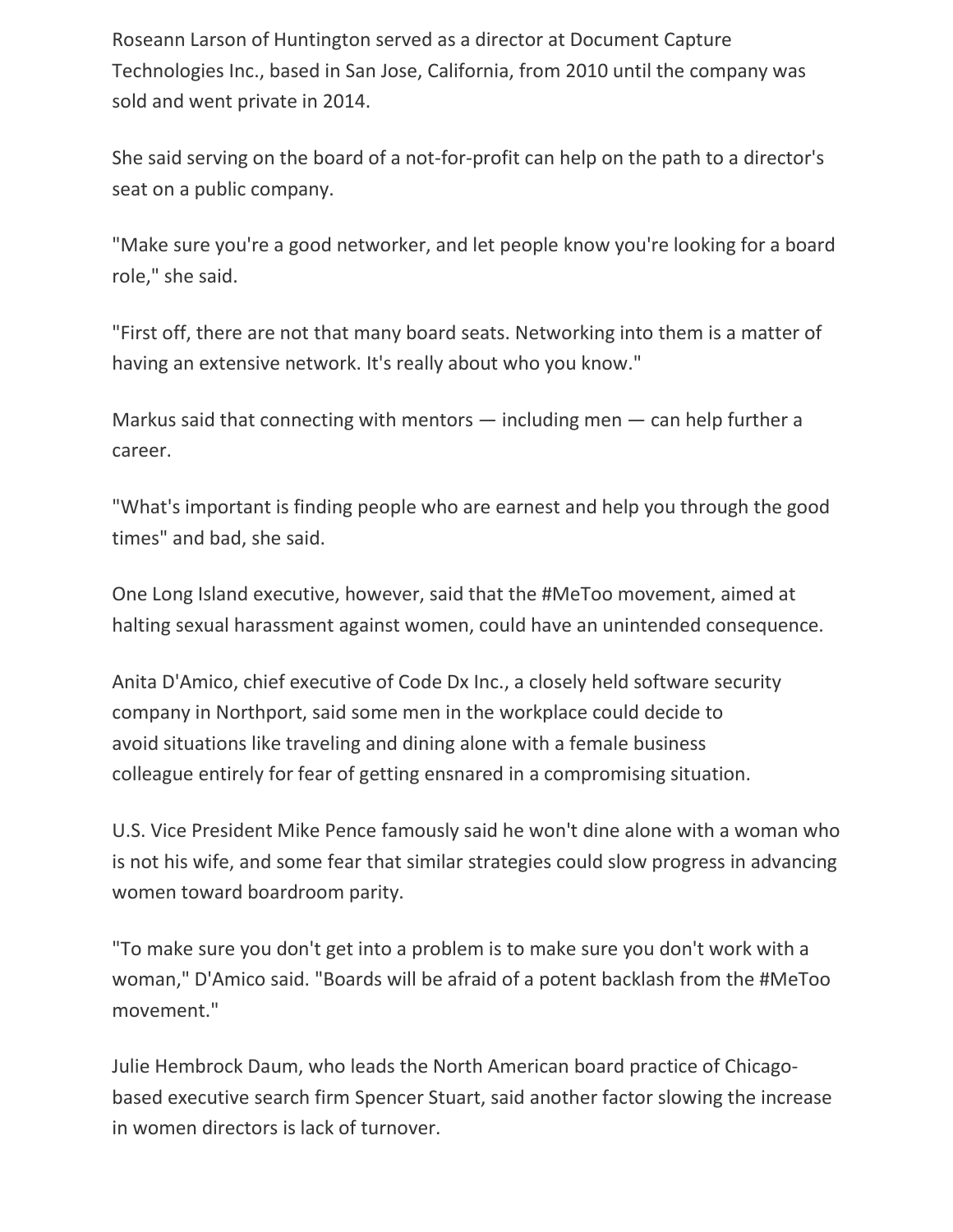Roseann Larson of Huntington served as a director at Document Capture Technologies Inc., based in San Jose, California, from 2010 until the company was sold and went private in 2014.

She said serving on the board of a not-for-profit can help on the path to a director's seat on a public company.

"Make sure you're a good networker, and let people know you're looking for a board role," she said.

"First off, there are not that many board seats. Networking into them is a matter of having an extensive network. It's really about who you know."

Markus said that connecting with mentors — including men — can help further a career.

"What's important is finding people who are earnest and help you through the good times" and bad, she said.

One Long Island executive, however, said that the #MeToo movement, aimed at halting sexual harassment against women, could have an unintended consequence.

Anita D'Amico, chief executive of Code Dx Inc., a closely held software security company in Northport, said some men in the workplace could decide to avoid situations like traveling and dining alone with a female business colleague entirely for fear of getting ensnared in a compromising situation.

U.S. Vice President Mike Pence famously said he won't dine alone with a woman who is not his wife, and some fear that similar strategies could slow progress in advancing women toward boardroom parity.

"To make sure you don't get into a problem is to make sure you don't work with a woman," D'Amico said. "Boards will be afraid of a potent backlash from the #MeToo movement."

Julie Hembrock Daum, who leads the North American board practice of Chicago-based executive search firm Spencer Stuart, said another factor slowing the increase in women directors is lack of turnover.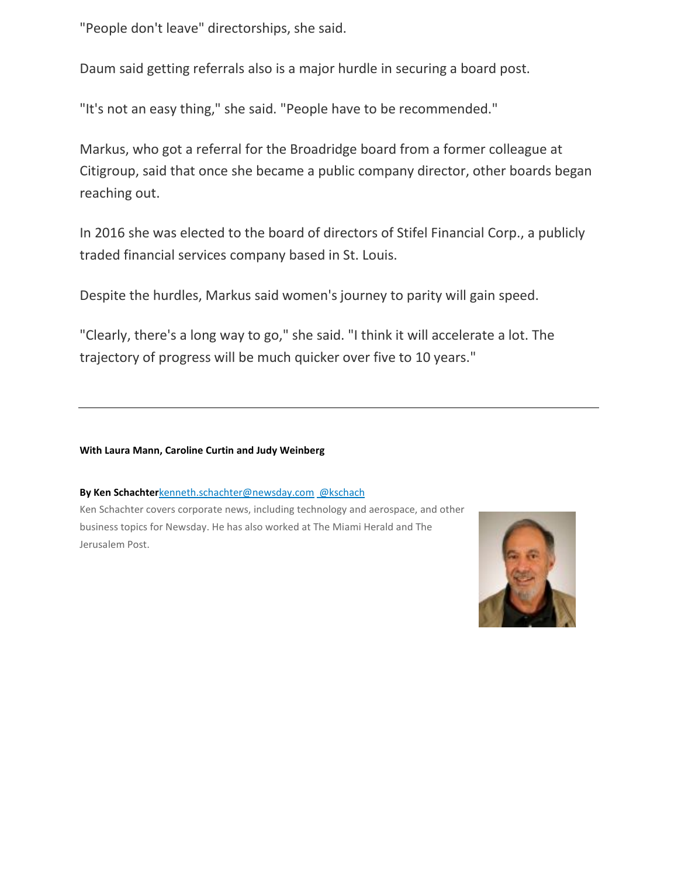"People don't leave" directorships, she said.

Daum said getting referrals also is a major hurdle in securing a board post.

"It's not an easy thing," she said. "People have to be recommended."

Markus, who got a referral for the Broadridge board from a former colleague at Citigroup, said that once she became a public company director, other boards began reaching out.

In 2016 she was elected to the board of directors of Stifel Financial Corp., a publicly traded financial services company based in St. Louis.

Despite the hurdles, Markus said women's journey to parity will gain speed.

"Clearly, there's a long way to go," she said. "I think it will accelerate a lot. The trajectory of progress will be much quicker over five to 10 years."

---

**With Laura Mann, Caroline Curtin and Judy Weinberg**

**By Ken Schachter** kenneth.schachter@newsday.com @kschach

Ken Schachter covers corporate news, including technology and aerospace, and other business topics for Newsday. He has also worked at The Miami Herald and The Jerusalem Post.